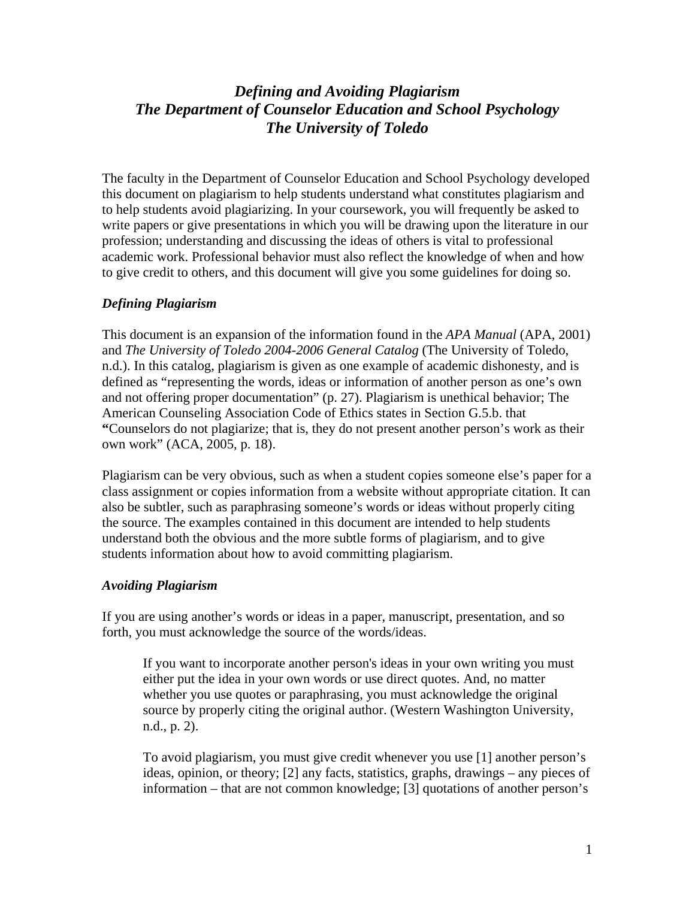# *Defining and Avoiding Plagiarism*
# *The Department of Counselor Education and School Psychology*
# *The University of Toledo*

The faculty in the Department of Counselor Education and School Psychology developed this document on plagiarism to help students understand what constitutes plagiarism and to help students avoid plagiarizing. In your coursework, you will frequently be asked to write papers or give presentations in which you will be drawing upon the literature in our profession; understanding and discussing the ideas of others is vital to professional academic work. Professional behavior must also reflect the knowledge of when and how to give credit to others, and this document will give you some guidelines for doing so.

## *Defining Plagiarism*

This document is an expansion of the information found in the *APA Manual* (APA, 2001) and *The University of Toledo 2004-2006 General Catalog* (The University of Toledo, n.d.). In this catalog, plagiarism is given as one example of academic dishonesty, and is defined as "representing the words, ideas or information of another person as one's own and not offering proper documentation" (p. 27). Plagiarism is unethical behavior; The American Counseling Association Code of Ethics states in Section G.5.b. that **"**Counselors do not plagiarize; that is, they do not present another person's work as their own work" (ACA, 2005, p. 18).

Plagiarism can be very obvious, such as when a student copies someone else's paper for a class assignment or copies information from a website without appropriate citation. It can also be subtler, such as paraphrasing someone's words or ideas without properly citing the source. The examples contained in this document are intended to help students understand both the obvious and the more subtle forms of plagiarism, and to give students information about how to avoid committing plagiarism.

## *Avoiding Plagiarism*

If you are using another's words or ideas in a paper, manuscript, presentation, and so forth, you must acknowledge the source of the words/ideas.

> If you want to incorporate another person's ideas in your own writing you must either put the idea in your own words or use direct quotes. And, no matter whether you use quotes or paraphrasing, you must acknowledge the original source by properly citing the original author. (Western Washington University, n.d., p. 2).
>
> To avoid plagiarism, you must give credit whenever you use [1] another person's ideas, opinion, or theory; [2] any facts, statistics, graphs, drawings – any pieces of information – that are not common knowledge; [3] quotations of another person's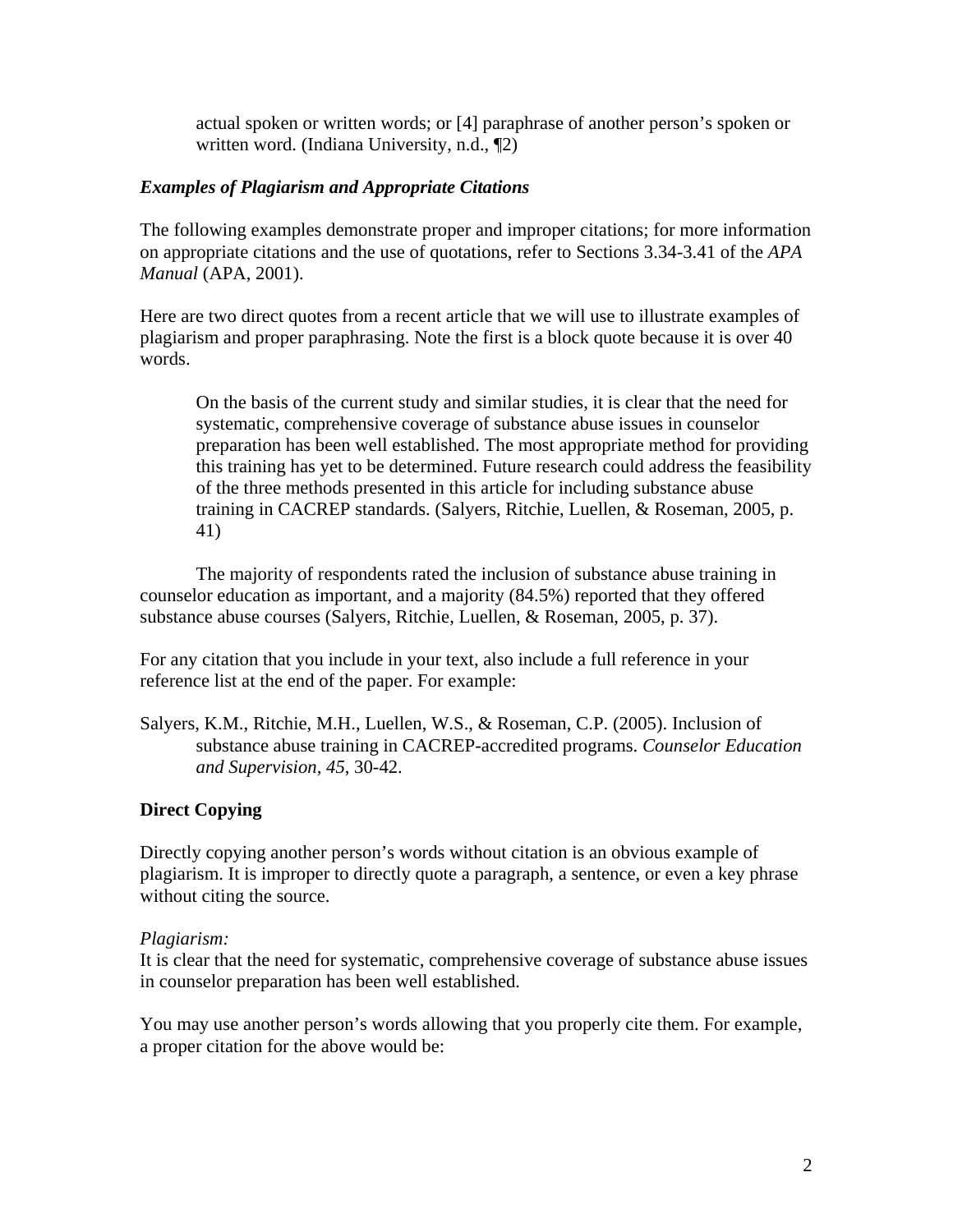> actual spoken or written words; or [4] paraphrase of another person's spoken or written word. (Indiana University, n.d., ¶2)

### *Examples of Plagiarism and Appropriate Citations*

The following examples demonstrate proper and improper citations; for more information on appropriate citations and the use of quotations, refer to Sections 3.34-3.41 of the *APA Manual* (APA, 2001).

Here are two direct quotes from a recent article that we will use to illustrate examples of plagiarism and proper paraphrasing. Note the first is a block quote because it is over 40 words.

> On the basis of the current study and similar studies, it is clear that the need for systematic, comprehensive coverage of substance abuse issues in counselor preparation has been well established. The most appropriate method for providing this training has yet to be determined. Future research could address the feasibility of the three methods presented in this article for including substance abuse training in CACREP standards. (Salyers, Ritchie, Luellen, & Roseman, 2005, p. 41)

The majority of respondents rated the inclusion of substance abuse training in counselor education as important, and a majority (84.5%) reported that they offered substance abuse courses (Salyers, Ritchie, Luellen, & Roseman, 2005, p. 37).

For any citation that you include in your text, also include a full reference in your reference list at the end of the paper. For example:

Salyers, K.M., Ritchie, M.H., Luellen, W.S., & Roseman, C.P. (2005). Inclusion of substance abuse training in CACREP-accredited programs. *Counselor Education and Supervision, 45*, 30-42.

### **Direct Copying**

Directly copying another person's words without citation is an obvious example of plagiarism. It is improper to directly quote a paragraph, a sentence, or even a key phrase without citing the source.

*Plagiarism:*
It is clear that the need for systematic, comprehensive coverage of substance abuse issues in counselor preparation has been well established.

You may use another person's words allowing that you properly cite them. For example, a proper citation for the above would be: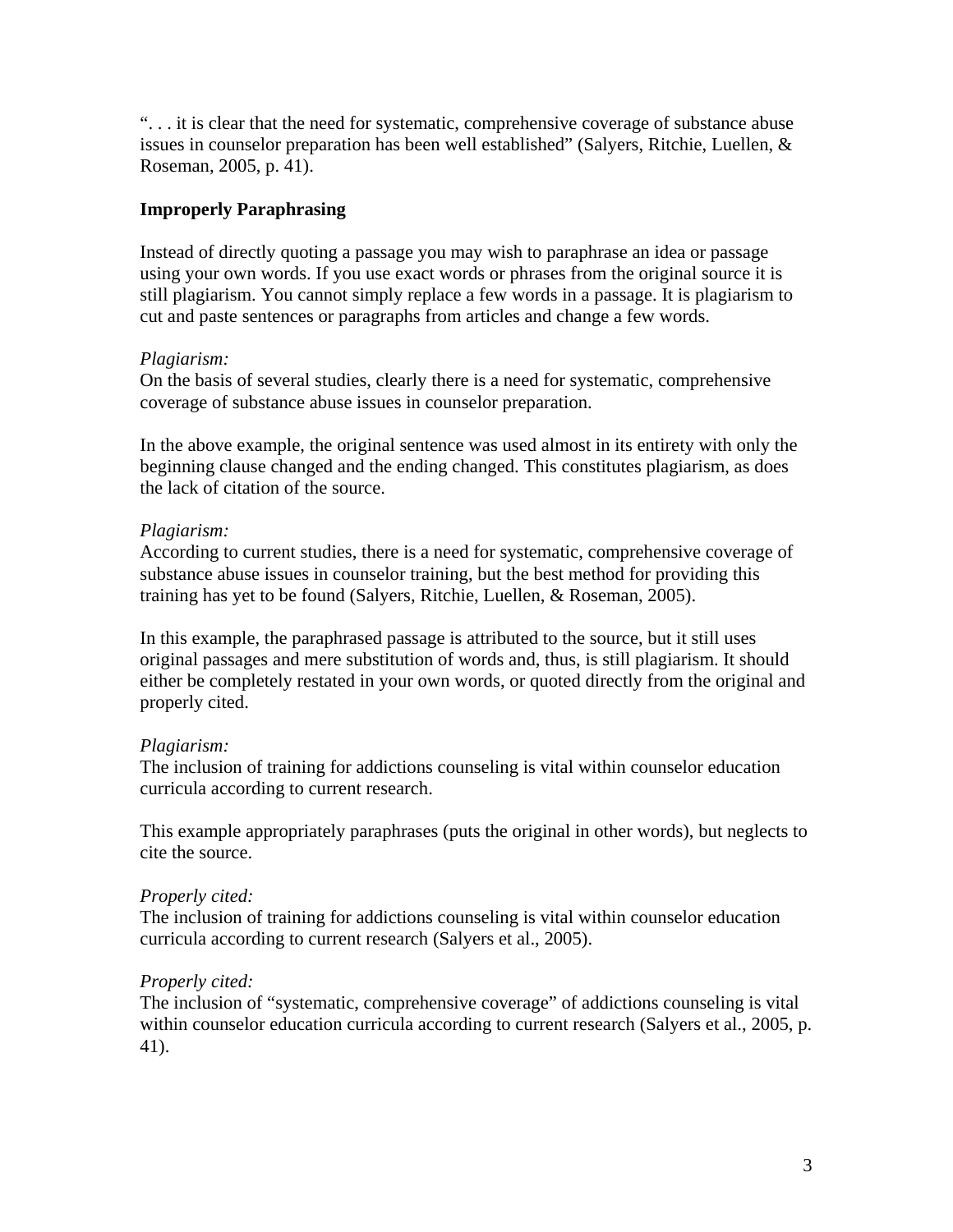". . . it is clear that the need for systematic, comprehensive coverage of substance abuse issues in counselor preparation has been well established" (Salyers, Ritchie, Luellen, & Roseman, 2005, p. 41).

**Improperly Paraphrasing**

Instead of directly quoting a passage you may wish to paraphrase an idea or passage using your own words. If you use exact words or phrases from the original source it is still plagiarism. You cannot simply replace a few words in a passage. It is plagiarism to cut and paste sentences or paragraphs from articles and change a few words.

*Plagiarism:*
On the basis of several studies, clearly there is a need for systematic, comprehensive coverage of substance abuse issues in counselor preparation.

In the above example, the original sentence was used almost in its entirety with only the beginning clause changed and the ending changed. This constitutes plagiarism, as does the lack of citation of the source.

*Plagiarism:*
According to current studies, there is a need for systematic, comprehensive coverage of substance abuse issues in counselor training, but the best method for providing this training has yet to be found (Salyers, Ritchie, Luellen, & Roseman, 2005).

In this example, the paraphrased passage is attributed to the source, but it still uses original passages and mere substitution of words and, thus, is still plagiarism. It should either be completely restated in your own words, or quoted directly from the original and properly cited.

*Plagiarism:*
The inclusion of training for addictions counseling is vital within counselor education curricula according to current research.

This example appropriately paraphrases (puts the original in other words), but neglects to cite the source.

*Properly cited:*
The inclusion of training for addictions counseling is vital within counselor education curricula according to current research (Salyers et al., 2005).

*Properly cited:*
The inclusion of "systematic, comprehensive coverage" of addictions counseling is vital within counselor education curricula according to current research (Salyers et al., 2005, p. 41).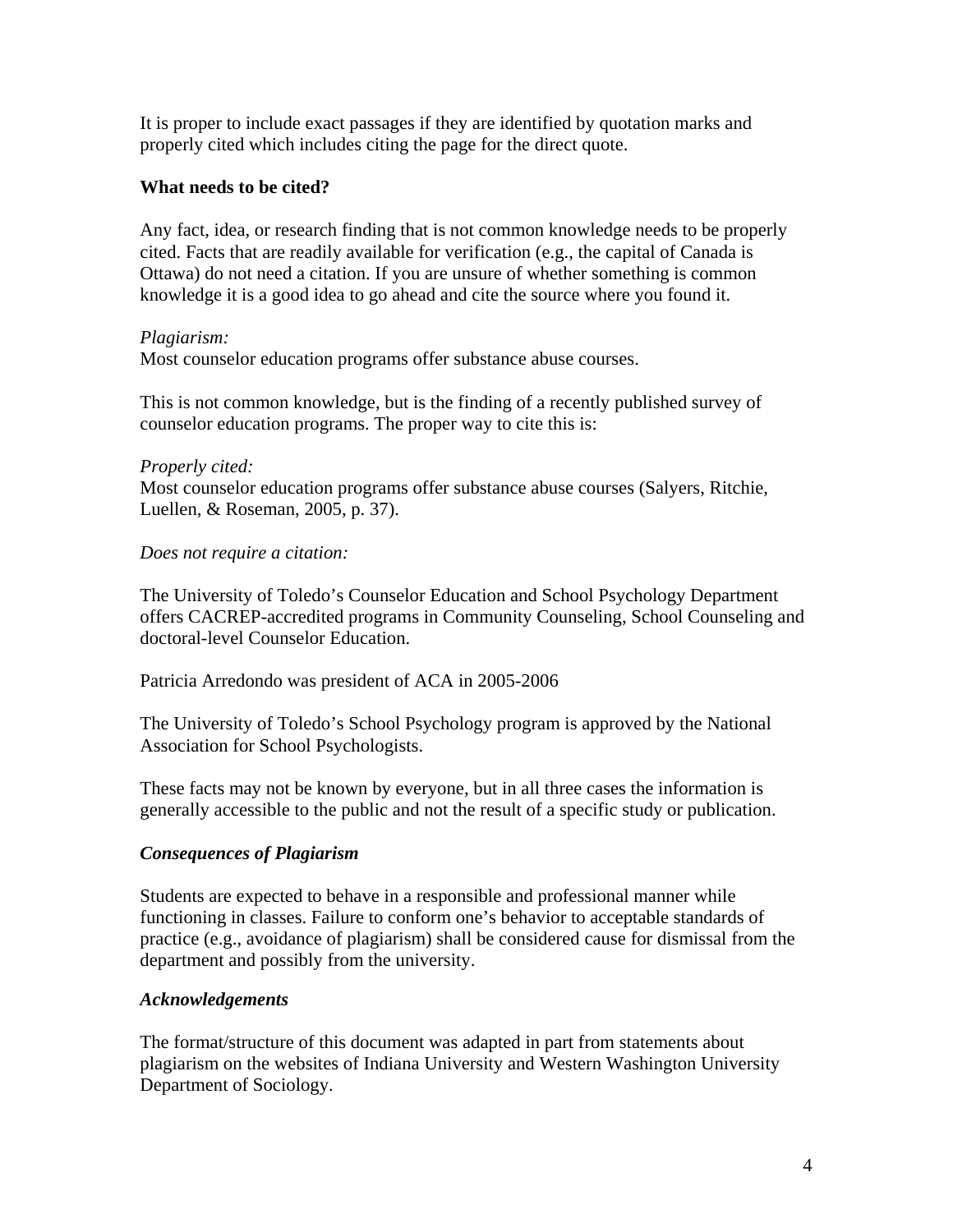It is proper to include exact passages if they are identified by quotation marks and properly cited which includes citing the page for the direct quote.

**What needs to be cited?**

Any fact, idea, or research finding that is not common knowledge needs to be properly cited. Facts that are readily available for verification (e.g., the capital of Canada is Ottawa) do not need a citation. If you are unsure of whether something is common knowledge it is a good idea to go ahead and cite the source where you found it.

*Plagiarism:*
Most counselor education programs offer substance abuse courses.

This is not common knowledge, but is the finding of a recently published survey of counselor education programs. The proper way to cite this is:

*Properly cited:*
Most counselor education programs offer substance abuse courses (Salyers, Ritchie, Luellen, & Roseman, 2005, p. 37).

*Does not require a citation:*

The University of Toledo's Counselor Education and School Psychology Department offers CACREP-accredited programs in Community Counseling, School Counseling and doctoral-level Counselor Education.

Patricia Arredondo was president of ACA in 2005-2006

The University of Toledo's School Psychology program is approved by the National Association for School Psychologists.

These facts may not be known by everyone, but in all three cases the information is generally accessible to the public and not the result of a specific study or publication.

***Consequences of Plagiarism***

Students are expected to behave in a responsible and professional manner while functioning in classes. Failure to conform one's behavior to acceptable standards of practice (e.g., avoidance of plagiarism) shall be considered cause for dismissal from the department and possibly from the university.

***Acknowledgements***

The format/structure of this document was adapted in part from statements about plagiarism on the websites of Indiana University and Western Washington University Department of Sociology.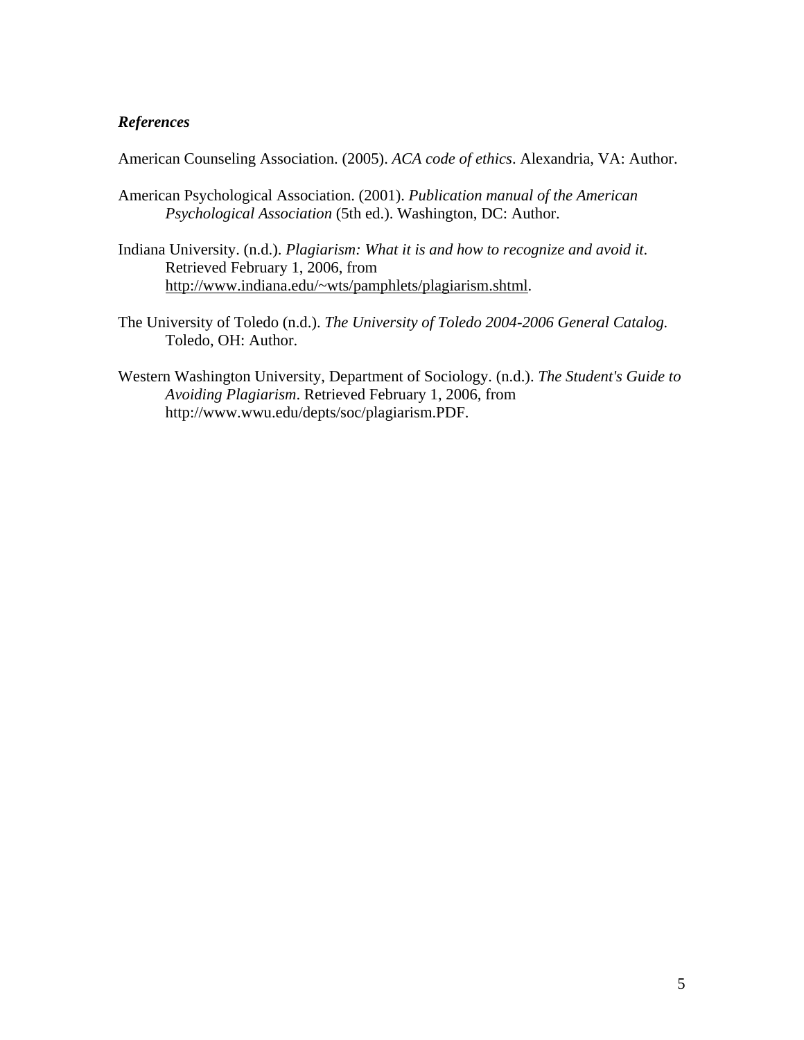### *References*

American Counseling Association. (2005). *ACA code of ethics*. Alexandria, VA: Author.

American Psychological Association. (2001). *Publication manual of the American Psychological Association* (5th ed.). Washington, DC: Author.

Indiana University. (n.d.). *Plagiarism: What it is and how to recognize and avoid it*. Retrieved February 1, 2006, from http://www.indiana.edu/~wts/pamphlets/plagiarism.shtml.

The University of Toledo (n.d.). *The University of Toledo 2004-2006 General Catalog.* Toledo, OH: Author.

Western Washington University, Department of Sociology. (n.d.). *The Student's Guide to Avoiding Plagiarism*. Retrieved February 1, 2006, from http://www.wwu.edu/depts/soc/plagiarism.PDF.